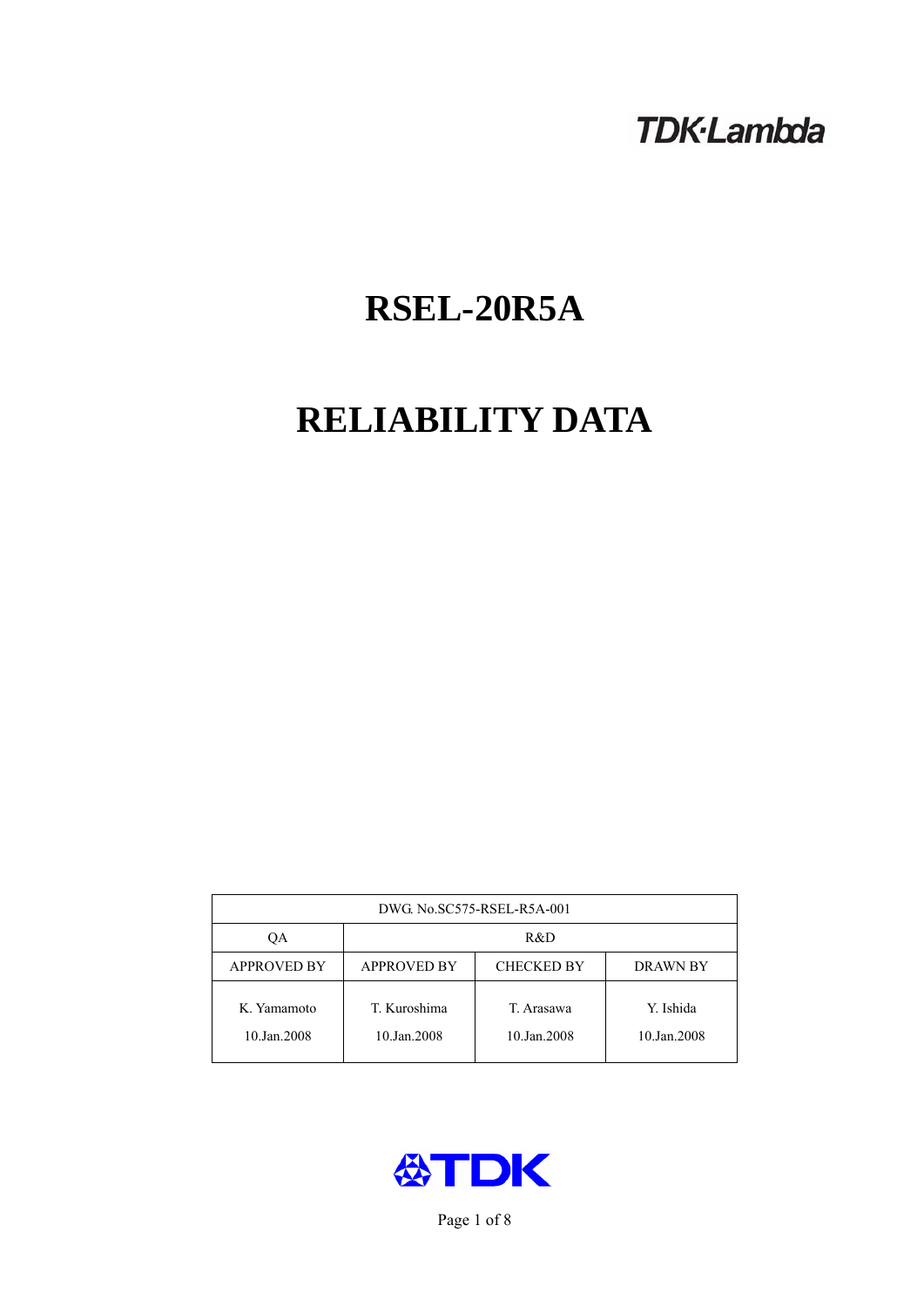TDK·Lambda

# RSEL-20R5A

# RELIABILITY DATA

| DWG. No.SC575-RSEL-R5A-001 | | | |
|---|---|---|---|
| QA | R&D | | |
| APPROVED BY | APPROVED BY | CHECKED BY | DRAWN BY |
| K. Yamamoto<br>10.Jan.2008 | T. Kuroshima<br>10.Jan.2008 | T. Arasawa<br>10.Jan.2008 | Y. Ishida<br>10.Jan.2008 |

TDK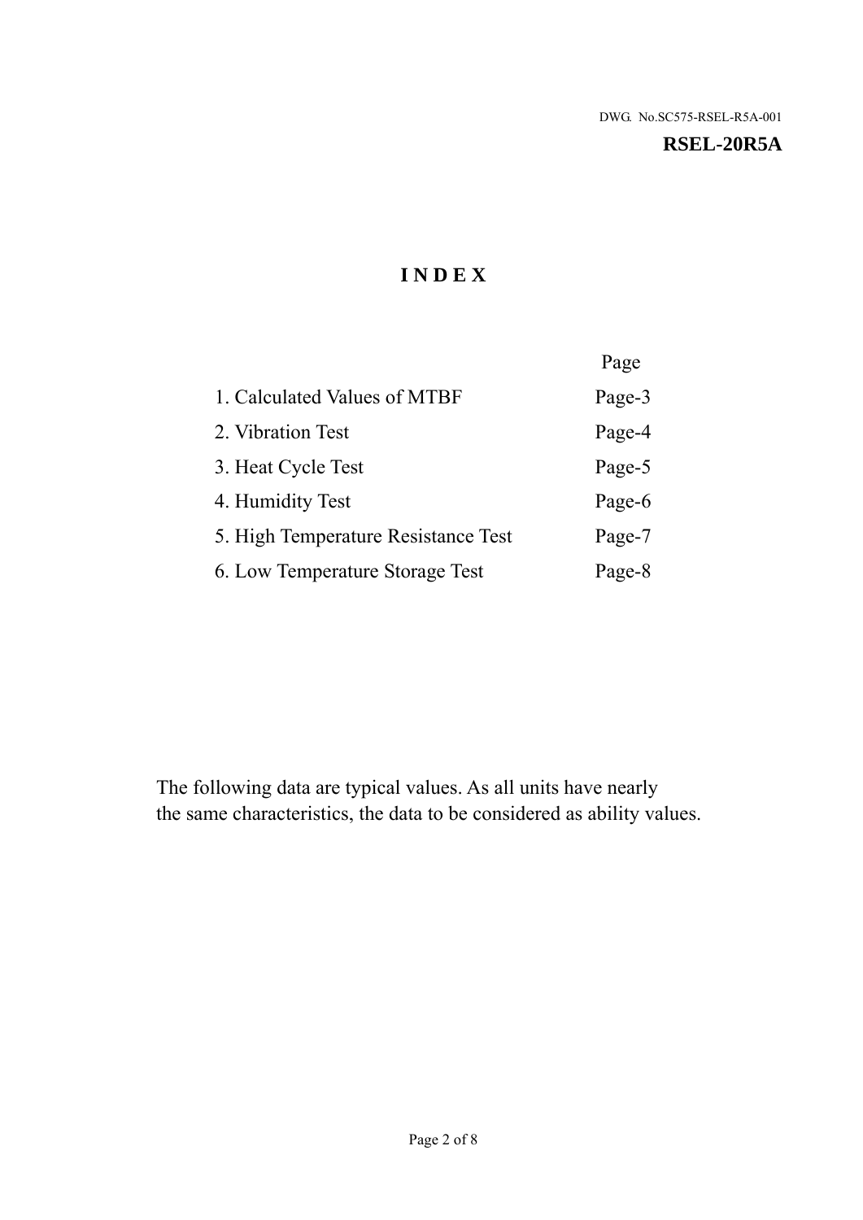DWG. No.SC575-RSEL-R5A-001

**RSEL-20R5A**

# INDEX

| | Page |
|---|---|
| 1. Calculated Values of MTBF | Page-3 |
| 2. Vibration Test | Page-4 |
| 3. Heat Cycle Test | Page-5 |
| 4. Humidity Test | Page-6 |
| 5. High Temperature Resistance Test | Page-7 |
| 6. Low Temperature Storage Test | Page-8 |

The following data are typical values. As all units have nearly the same characteristics, the data to be considered as ability values.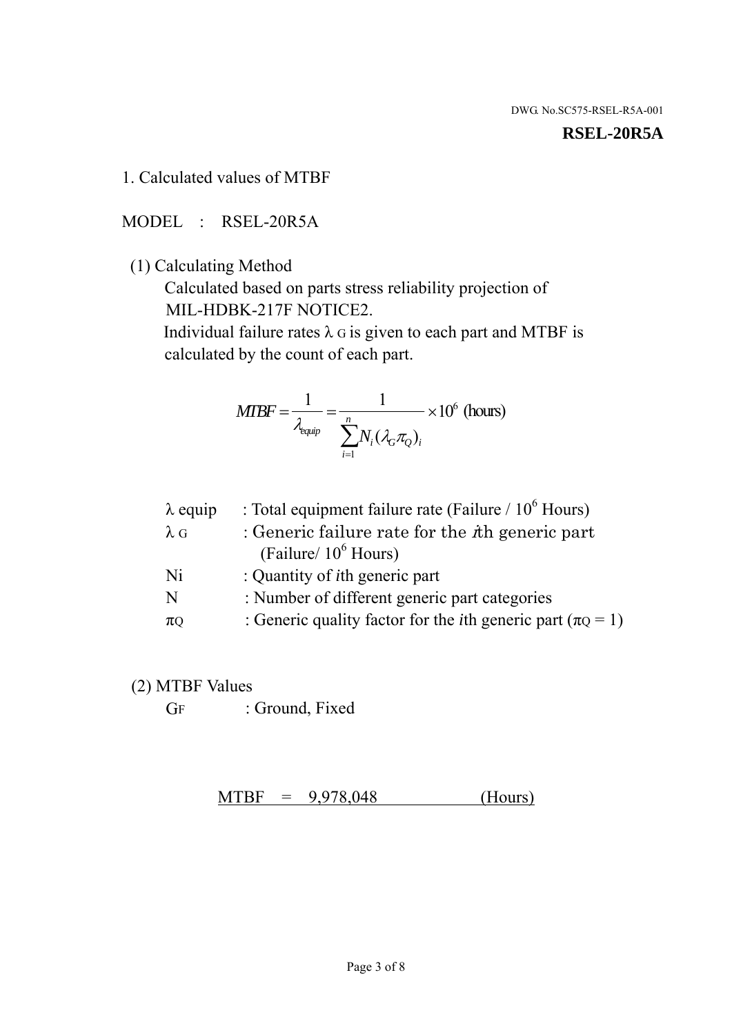DWG. No.SC575-RSEL-R5A-001

**RSEL-20R5A**

## 1. Calculated values of MTBF

MODEL : RSEL-20R5A

(1) Calculating Method

Calculated based on parts stress reliability projection of MIL-HDBK-217F NOTICE2.

Individual failure rates $\lambda_G$ is given to each part and MTBF is calculated by the count of each part.

$$MTBF = \frac{1}{\lambda_{equip}} = \frac{1}{\sum_{i=1}^{n} N_i (\lambda_G \pi_Q)_i} \times 10^6 \text{ (hours)}$$

| | |
|---|---|
| $\lambda$ equip | : Total equipment failure rate (Failure / $10^6$ Hours) |
| $\lambda_G$ | : Generic failure rate for the $i$th generic part (Failure/ $10^6$ Hours) |
| Ni | : Quantity of $i$th generic part |
| N | : Number of different generic part categories |
| $\pi_Q$ | : Generic quality factor for the $i$th generic part ($\pi_Q = 1$) |

(2) MTBF Values

$G_F$ : Ground, Fixed

MTBF = 9,978,048 (Hours)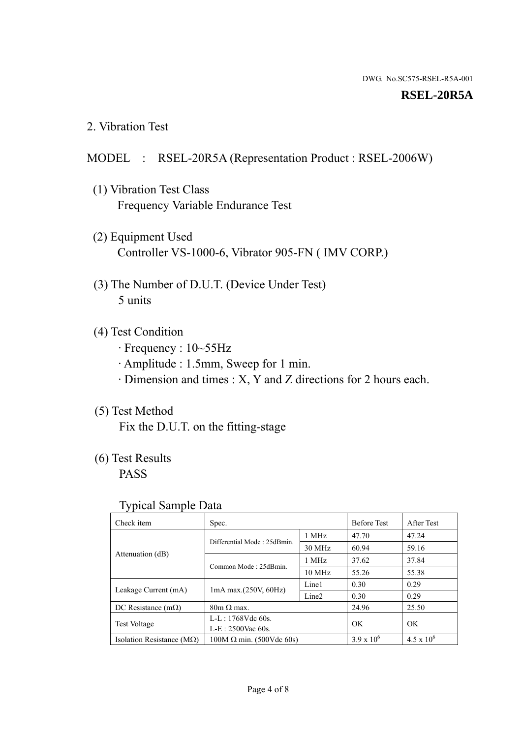DWG. No.SC575-RSEL-R5A-001

**RSEL-20R5A**

## 2. Vibration Test

MODEL : RSEL-20R5A (Representation Product : RSEL-2006W)

(1) Vibration Test Class
Frequency Variable Endurance Test

(2) Equipment Used
Controller VS-1000-6, Vibrator 905-FN ( IMV CORP.)

(3) The Number of D.U.T. (Device Under Test)
5 units

(4) Test Condition
· Frequency : 10~55Hz
· Amplitude : 1.5mm, Sweep for 1 min.
· Dimension and times : X, Y and Z directions for 2 hours each.

(5) Test Method
Fix the D.U.T. on the fitting-stage

(6) Test Results
PASS

Typical Sample Data

| Check item | Spec. | | Before Test | After Test |
|---|---|---|---|---|
| Attenuation (dB) | Differential Mode : 25dBmin. | 1 MHz | 47.70 | 47.24 |
| | | 30 MHz | 60.94 | 59.16 |
| | Common Mode : 25dBmin. | 1 MHz | 37.62 | 37.84 |
| | | 10 MHz | 55.26 | 55.38 |
| Leakage Current (mA) | 1mA max.(250V, 60Hz) | Line1 | 0.30 | 0.29 |
| | | Line2 | 0.30 | 0.29 |
| DC Resistance (mΩ) | 80m Ω max. | | 24.96 | 25.50 |
| Test Voltage | L-L : 1768Vdc 60s.<br>L-E : 2500Vac 60s. | | OK | OK |
| Isolation Resistance (MΩ) | 100M Ω min. (500Vdc 60s) | | $3.9 \times 10^6$ | $4.5 \times 10^6$ |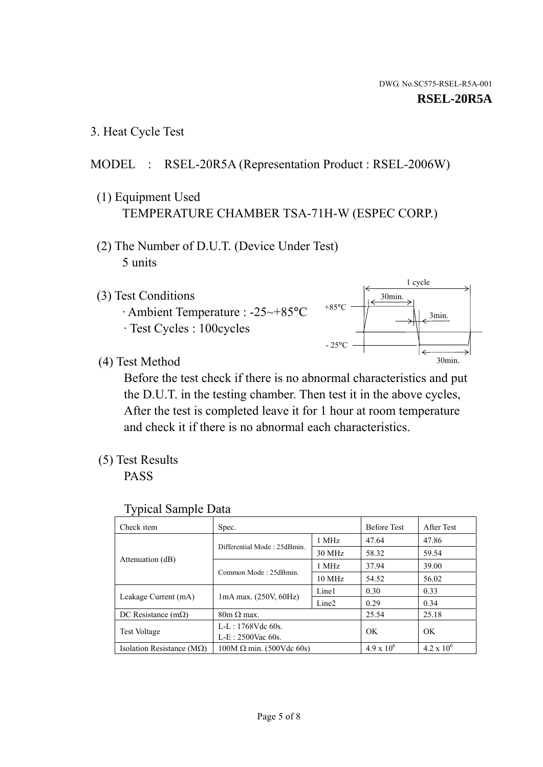DWG. No.SC575-RSEL-R5A-001

**RSEL-20R5A**

3. Heat Cycle Test

MODEL : RSEL-20R5A (Representation Product : RSEL-2006W)

(1) Equipment Used
TEMPERATURE CHAMBER TSA-71H-W (ESPEC CORP.)

(2) The Number of D.U.T. (Device Under Test)
5 units

(3) Test Conditions
· Ambient Temperature : -25~+85°C
· Test Cycles : 100cycles

1 cycle
30min.
+85°C
3min.
- 25°C
30min.

(4) Test Method
Before the test check if there is no abnormal characteristics and put the D.U.T. in the testing chamber. Then test it in the above cycles, After the test is completed leave it for 1 hour at room temperature and check it if there is no abnormal each characteristics.

(5) Test Results
PASS

Typical Sample Data

| Check item | Spec. | | Before Test | After Test |
|---|---|---|---|---|
| Attenuation (dB) | Differential Mode : 25dBmin. | 1 MHz | 47.64 | 47.86 |
| | | 30 MHz | 58.32 | 59.54 |
| | Common Mode : 25dBmin. | 1 MHz | 37.94 | 39.00 |
| | | 10 MHz | 54.52 | 56.02 |
| Leakage Current (mA) | 1mA max. (250V, 60Hz) | Line1 | 0.30 | 0.33 |
| | | Line2 | 0.29 | 0.34 |
| DC Resistance (mΩ) | 80m Ω max. | | 25.54 | 25.18 |
| Test Voltage | L-L : 1768Vdc 60s.<br>L-E : 2500Vac 60s. | | OK | OK |
| Isolation Resistance (MΩ) | 100M Ω min. (500Vdc 60s) | | $4.9 \times 10^6$ | $4.2 \times 10^6$ |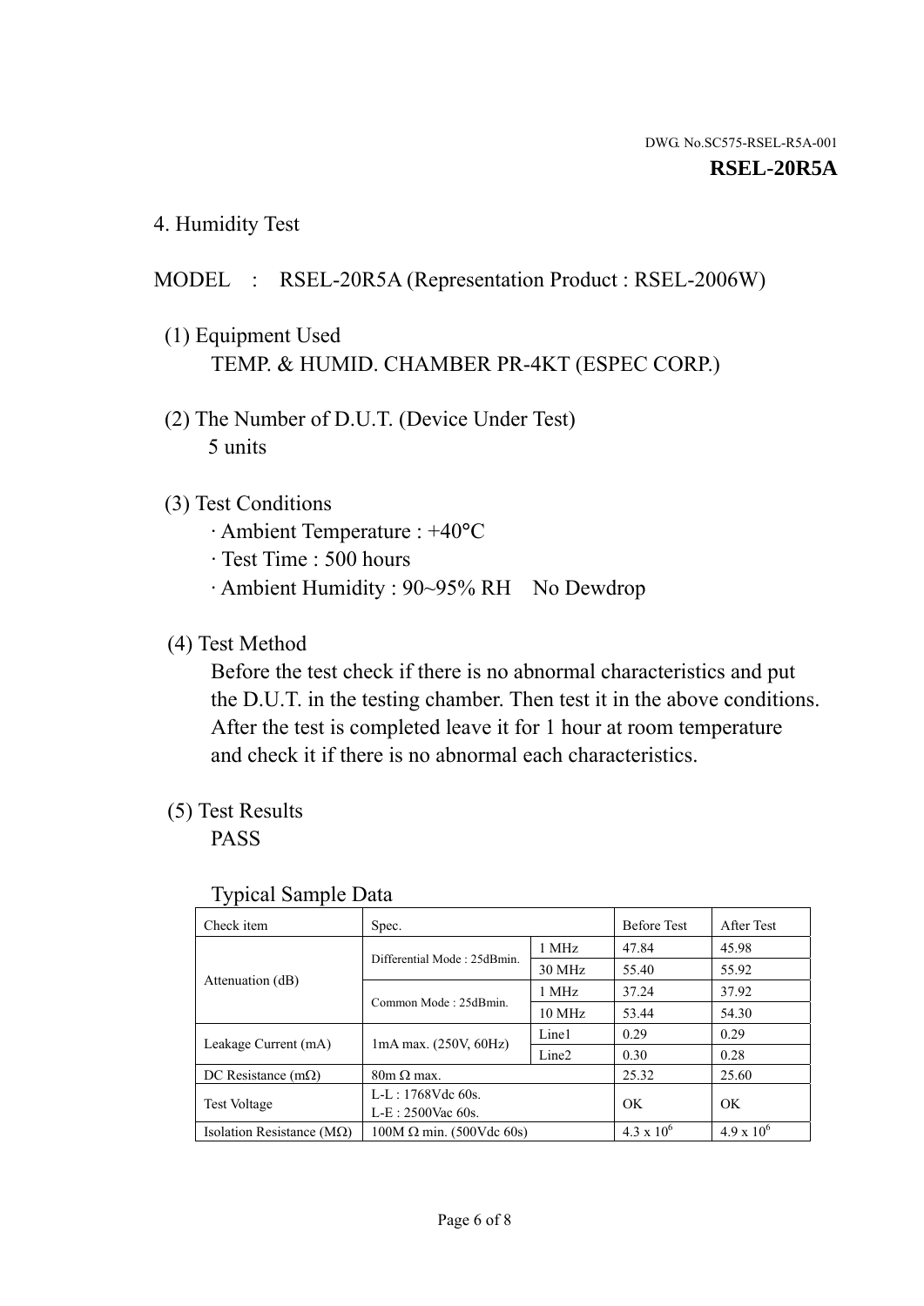DWG. No.SC575-RSEL-R5A-001

**RSEL-20R5A**

## 4. Humidity Test

MODEL : RSEL-20R5A (Representation Product : RSEL-2006W)

(1) Equipment Used
TEMP. & HUMID. CHAMBER PR-4KT (ESPEC CORP.)

(2) The Number of D.U.T. (Device Under Test)
5 units

(3) Test Conditions
· Ambient Temperature : +40°C
· Test Time : 500 hours
· Ambient Humidity : 90~95% RH No Dewdrop

(4) Test Method
Before the test check if there is no abnormal characteristics and put the D.U.T. in the testing chamber. Then test it in the above conditions. After the test is completed leave it for 1 hour at room temperature and check it if there is no abnormal each characteristics.

(5) Test Results
PASS

Typical Sample Data

| Check item | Spec. | | Before Test | After Test |
|---|---|---|---|---|
| Attenuation (dB) | Differential Mode : 25dBmin. | 1 MHz | 47.84 | 45.98 |
| | | 30 MHz | 55.40 | 55.92 |
| | Common Mode : 25dBmin. | 1 MHz | 37.24 | 37.92 |
| | | 10 MHz | 53.44 | 54.30 |
| Leakage Current (mA) | 1mA max. (250V, 60Hz) | Line1 | 0.29 | 0.29 |
| | | Line2 | 0.30 | 0.28 |
| DC Resistance (mΩ) | 80m Ω max. | | 25.32 | 25.60 |
| Test Voltage | L-L : 1768Vdc 60s.<br>L-E : 2500Vac 60s. | | OK | OK |
| Isolation Resistance (MΩ) | 100M Ω min. (500Vdc 60s) | | $4.3 \times 10^6$ | $4.9 \times 10^6$ |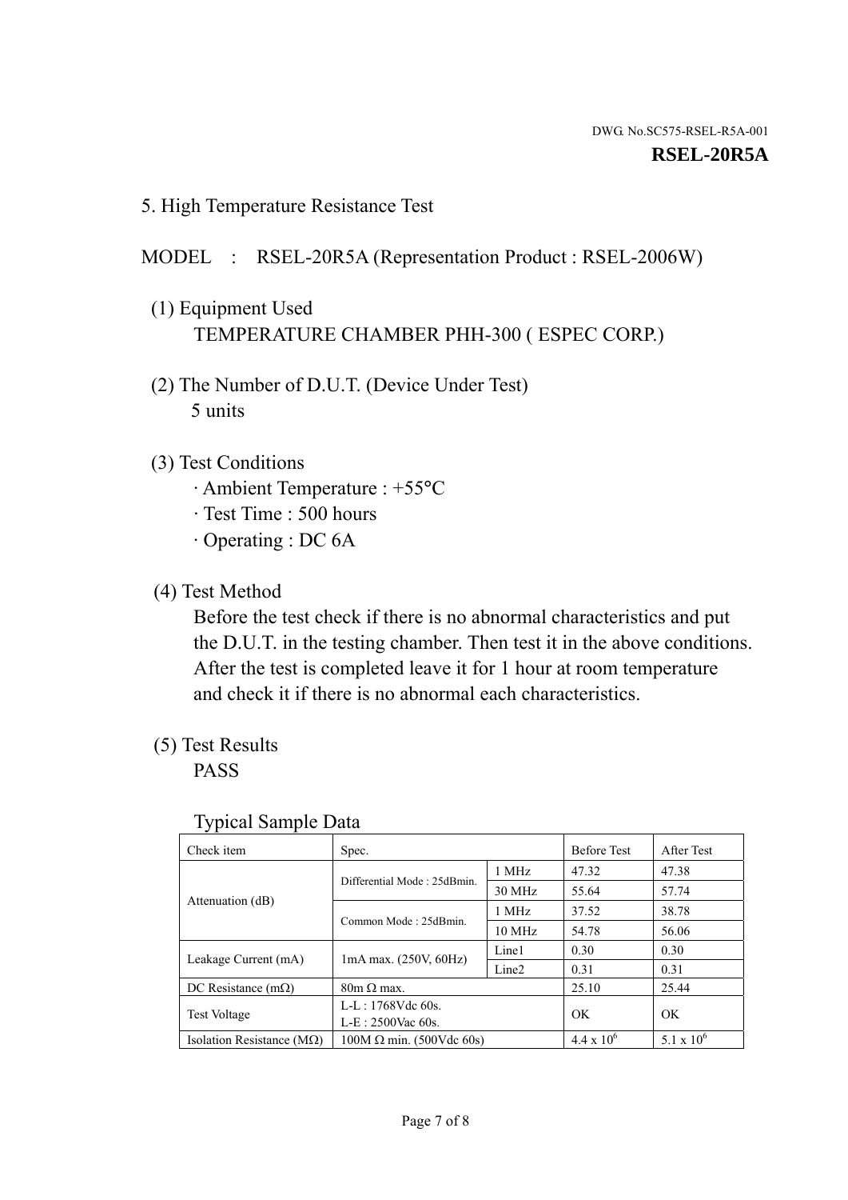DWG. No.SC575-RSEL-R5A-001

**RSEL-20R5A**

## 5. High Temperature Resistance Test

MODEL : RSEL-20R5A (Representation Product : RSEL-2006W)

(1) Equipment Used
TEMPERATURE CHAMBER PHH-300 ( ESPEC CORP.)

(2) The Number of D.U.T. (Device Under Test)
5 units

(3) Test Conditions
· Ambient Temperature : +55°C
· Test Time : 500 hours
· Operating : DC 6A

(4) Test Method
Before the test check if there is no abnormal characteristics and put the D.U.T. in the testing chamber. Then test it in the above conditions. After the test is completed leave it for 1 hour at room temperature and check it if there is no abnormal each characteristics.

(5) Test Results
PASS

Typical Sample Data

| Check item | Spec. | | Before Test | After Test |
|---|---|---|---|---|
| Attenuation (dB) | Differential Mode : 25dBmin. | 1 MHz | 47.32 | 47.38 |
| | | 30 MHz | 55.64 | 57.74 |
| | Common Mode : 25dBmin. | 1 MHz | 37.52 | 38.78 |
| | | 10 MHz | 54.78 | 56.06 |
| Leakage Current (mA) | 1mA max. (250V, 60Hz) | Line1 | 0.30 | 0.30 |
| | | Line2 | 0.31 | 0.31 |
| DC Resistance (mΩ) | 80m Ω max. | | 25.10 | 25.44 |
| Test Voltage | L-L : 1768Vdc 60s.<br>L-E : 2500Vac 60s. | | OK | OK |
| Isolation Resistance (MΩ) | 100M Ω min. (500Vdc 60s) | | $4.4 \times 10^6$ | $5.1 \times 10^6$ |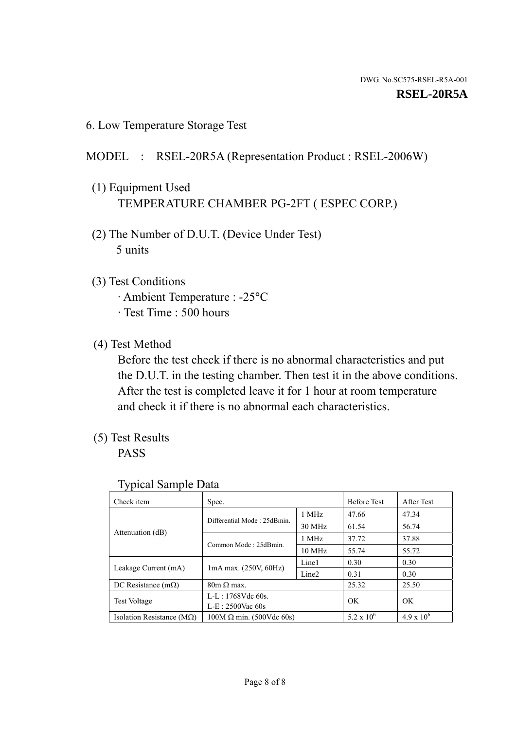DWG. No.SC575-RSEL-R5A-001

**RSEL-20R5A**

## 6. Low Temperature Storage Test

MODEL : RSEL-20R5A (Representation Product : RSEL-2006W)

(1) Equipment Used
TEMPERATURE CHAMBER PG-2FT ( ESPEC CORP.)

(2) The Number of D.U.T. (Device Under Test)
5 units

(3) Test Conditions
· Ambient Temperature : -25°C
· Test Time : 500 hours

(4) Test Method
Before the test check if there is no abnormal characteristics and put the D.U.T. in the testing chamber. Then test it in the above conditions. After the test is completed leave it for 1 hour at room temperature and check it if there is no abnormal each characteristics.

(5) Test Results
PASS

Typical Sample Data

| Check item | Spec. | | Before Test | After Test |
|---|---|---|---|---|
| Attenuation (dB) | Differential Mode : 25dBmin. | 1 MHz | 47.66 | 47.34 |
| | | 30 MHz | 61.54 | 56.74 |
| | Common Mode : 25dBmin. | 1 MHz | 37.72 | 37.88 |
| | | 10 MHz | 55.74 | 55.72 |
| Leakage Current (mA) | 1mA max. (250V, 60Hz) | Line1 | 0.30 | 0.30 |
| | | Line2 | 0.31 | 0.30 |
| DC Resistance (mΩ) | 80m Ω max. | | 25.32 | 25.50 |
| Test Voltage | L-L : 1768Vdc 60s.<br>L-E : 2500Vac 60s | | OK | OK |
| Isolation Resistance (MΩ) | 100M Ω min. (500Vdc 60s) | | $5.2 \times 10^6$ | $4.9 \times 10^6$ |